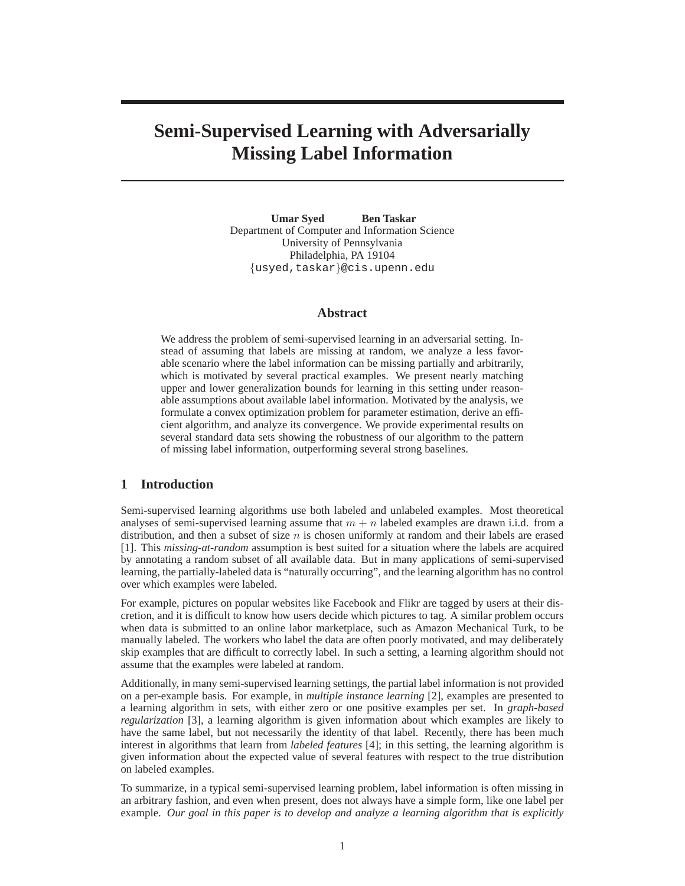# Semi-Supervised Learning with Adversarially Missing Label Information

**Umar Syed** **Ben Taskar**
Department of Computer and Information Science
University of Pennsylvania
Philadelphia, PA 19104
{usyed,taskar}@cis.upenn.edu

## Abstract

We address the problem of semi-supervised learning in an adversarial setting. Instead of assuming that labels are missing at random, we analyze a less favorable scenario where the label information can be missing partially and arbitrarily, which is motivated by several practical examples. We present nearly matching upper and lower generalization bounds for learning in this setting under reasonable assumptions about available label information. Motivated by the analysis, we formulate a convex optimization problem for parameter estimation, derive an efficient algorithm, and analyze its convergence. We provide experimental results on several standard data sets showing the robustness of our algorithm to the pattern of missing label information, outperforming several strong baselines.

## 1 Introduction

Semi-supervised learning algorithms use both labeled and unlabeled examples. Most theoretical analyses of semi-supervised learning assume that $m + n$ labeled examples are drawn i.i.d. from a distribution, and then a subset of size $n$ is chosen uniformly at random and their labels are erased [1]. This *missing-at-random* assumption is best suited for a situation where the labels are acquired by annotating a random subset of all available data. But in many applications of semi-supervised learning, the partially-labeled data is "naturally occurring", and the learning algorithm has no control over which examples were labeled.

For example, pictures on popular websites like Facebook and Flikr are tagged by users at their discretion, and it is difficult to know how users decide which pictures to tag. A similar problem occurs when data is submitted to an online labor marketplace, such as Amazon Mechanical Turk, to be manually labeled. The workers who label the data are often poorly motivated, and may deliberately skip examples that are difficult to correctly label. In such a setting, a learning algorithm should not assume that the examples were labeled at random.

Additionally, in many semi-supervised learning settings, the partial label information is not provided on a per-example basis. For example, in *multiple instance learning* [2], examples are presented to a learning algorithm in sets, with either zero or one positive examples per set. In *graph-based regularization* [3], a learning algorithm is given information about which examples are likely to have the same label, but not necessarily the identity of that label. Recently, there has been much interest in algorithms that learn from *labeled features* [4]; in this setting, the learning algorithm is given information about the expected value of several features with respect to the true distribution on labeled examples.

To summarize, in a typical semi-supervised learning problem, label information is often missing in an arbitrary fashion, and even when present, does not always have a simple form, like one label per example. *Our goal in this paper is to develop and analyze a learning algorithm that is explicitly*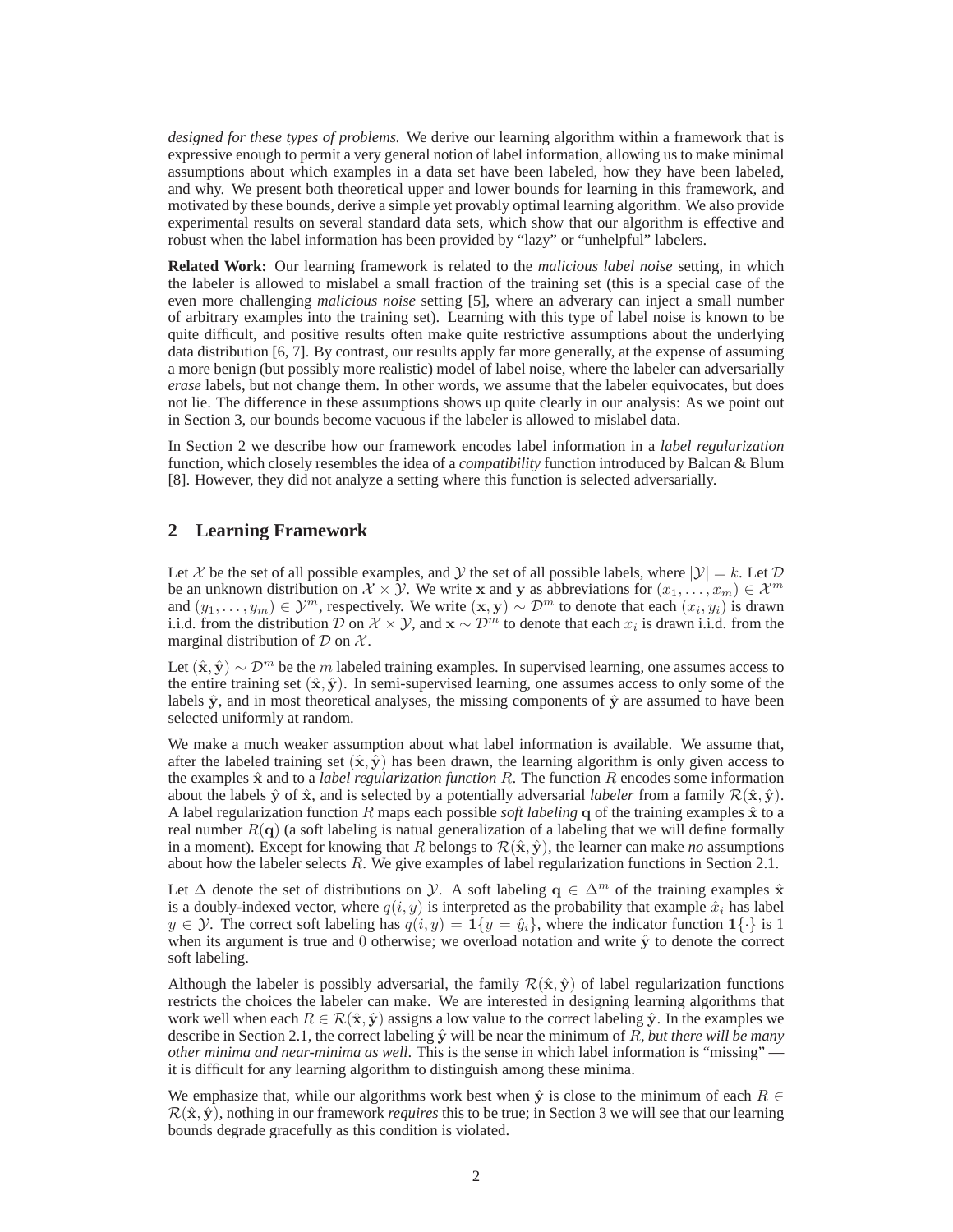*designed for these types of problems.* We derive our learning algorithm within a framework that is expressive enough to permit a very general notion of label information, allowing us to make minimal assumptions about which examples in a data set have been labeled, how they have been labeled, and why. We present both theoretical upper and lower bounds for learning in this framework, and motivated by these bounds, derive a simple yet provably optimal learning algorithm. We also provide experimental results on several standard data sets, which show that our algorithm is effective and robust when the label information has been provided by "lazy" or "unhelpful" labelers.

**Related Work:** Our learning framework is related to the *malicious label noise* setting, in which the labeler is allowed to mislabel a small fraction of the training set (this is a special case of the even more challenging *malicious noise* setting [5], where an adverary can inject a small number of arbitrary examples into the training set). Learning with this type of label noise is known to be quite difficult, and positive results often make quite restrictive assumptions about the underlying data distribution [6, 7]. By contrast, our results apply far more generally, at the expense of assuming a more benign (but possibly more realistic) model of label noise, where the labeler can adversarially *erase* labels, but not change them. In other words, we assume that the labeler equivocates, but does not lie. The difference in these assumptions shows up quite clearly in our analysis: As we point out in Section 3, our bounds become vacuous if the labeler is allowed to mislabel data.

In Section 2 we describe how our framework encodes label information in a *label regularization* function, which closely resembles the idea of a *compatibility* function introduced by Balcan & Blum [8]. However, they did not analyze a setting where this function is selected adversarially.

## 2 Learning Framework

Let $\mathcal{X}$ be the set of all possible examples, and $\mathcal{Y}$ the set of all possible labels, where $|\mathcal{Y}| = k$. Let $\mathcal{D}$ be an unknown distribution on $\mathcal{X} \times \mathcal{Y}$. We write $\mathbf{x}$ and $\mathbf{y}$ as abbreviations for $(x_1, \ldots, x_m) \in \mathcal{X}^m$ and $(y_1, \ldots, y_m) \in \mathcal{Y}^m$, respectively. We write $(\mathbf{x}, \mathbf{y}) \sim \mathcal{D}^m$ to denote that each $(x_i, y_i)$ is drawn i.i.d. from the distribution $\mathcal{D}$ on $\mathcal{X} \times \mathcal{Y}$, and $\mathbf{x} \sim \mathcal{D}^m$ to denote that each $x_i$ is drawn i.i.d. from the marginal distribution of $\mathcal{D}$ on $\mathcal{X}$.

Let $(\hat{\mathbf{x}}, \hat{\mathbf{y}}) \sim \mathcal{D}^m$ be the $m$ labeled training examples. In supervised learning, one assumes access to the entire training set $(\hat{\mathbf{x}}, \hat{\mathbf{y}})$. In semi-supervised learning, one assumes access to only some of the labels $\hat{\mathbf{y}}$, and in most theoretical analyses, the missing components of $\hat{\mathbf{y}}$ are assumed to have been selected uniformly at random.

We make a much weaker assumption about what label information is available. We assume that, after the labeled training set $(\hat{\mathbf{x}}, \hat{\mathbf{y}})$ has been drawn, the learning algorithm is only given access to the examples $\hat{\mathbf{x}}$ and to a *label regularization function* $R$. The function $R$ encodes some information about the labels $\hat{\mathbf{y}}$ of $\hat{\mathbf{x}}$, and is selected by a potentially adversarial *labeler* from a family $\mathcal{R}(\hat{\mathbf{x}}, \hat{\mathbf{y}})$. A label regularization function $R$ maps each possible *soft labeling* $\mathbf{q}$ of the training examples $\hat{\mathbf{x}}$ to a real number $R(\mathbf{q})$ (a soft labeling is natual generalization of a labeling that we will define formally in a moment). Except for knowing that $R$ belongs to $\mathcal{R}(\hat{\mathbf{x}}, \hat{\mathbf{y}})$, the learner can make *no* assumptions about how the labeler selects $R$. We give examples of label regularization functions in Section 2.1.

Let $\Delta$ denote the set of distributions on $\mathcal{Y}$. A soft labeling $\mathbf{q} \in \Delta^m$ of the training examples $\hat{\mathbf{x}}$ is a doubly-indexed vector, where $q(i, y)$ is interpreted as the probability that example $\hat{x}_i$ has label $y \in \mathcal{Y}$. The correct soft labeling has $q(i, y) = \mathbf{1}\{y = \hat{y}_i\}$, where the indicator function $\mathbf{1}\{\cdot\}$ is 1 when its argument is true and 0 otherwise; we overload notation and write $\hat{\mathbf{y}}$ to denote the correct soft labeling.

Although the labeler is possibly adversarial, the family $\mathcal{R}(\hat{\mathbf{x}}, \hat{\mathbf{y}})$ of label regularization functions restricts the choices the labeler can make. We are interested in designing learning algorithms that work well when each $R \in \mathcal{R}(\hat{\mathbf{x}}, \hat{\mathbf{y}})$ assigns a low value to the correct labeling $\hat{\mathbf{y}}$. In the examples we describe in Section 2.1, the correct labeling $\hat{\mathbf{y}}$ will be near the minimum of $R$, *but there will be many other minima and near-minima as well*. This is the sense in which label information is "missing" — it is difficult for any learning algorithm to distinguish among these minima.

We emphasize that, while our algorithms work best when $\hat{\mathbf{y}}$ is close to the minimum of each $R \in \mathcal{R}(\hat{\mathbf{x}}, \hat{\mathbf{y}})$, nothing in our framework *requires* this to be true; in Section 3 we will see that our learning bounds degrade gracefully as this condition is violated.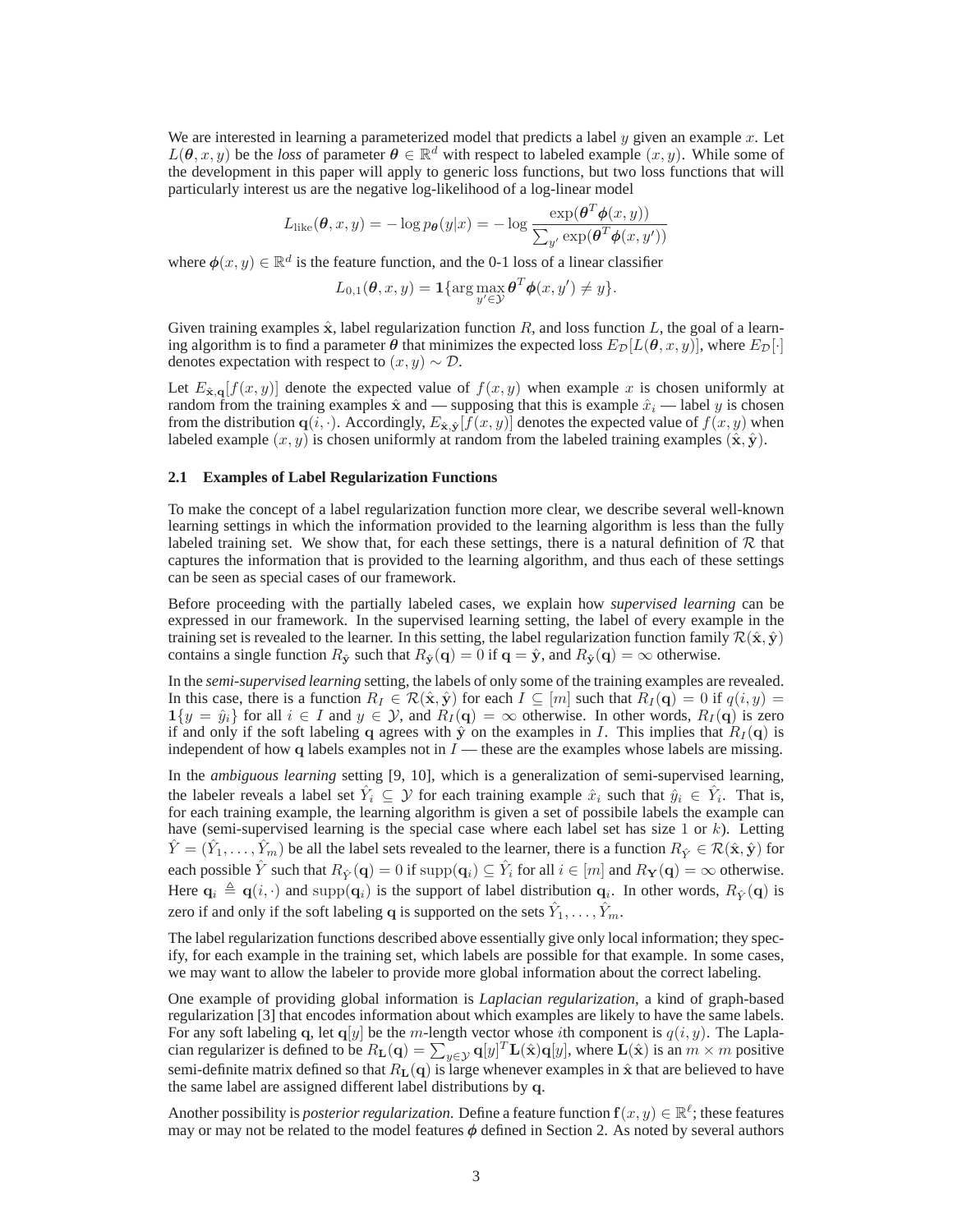We are interested in learning a parameterized model that predicts a label $y$ given an example $x$. Let $L(\boldsymbol{\theta}, x, y)$ be the *loss* of parameter $\boldsymbol{\theta} \in \mathbb{R}^d$ with respect to labeled example $(x, y)$. While some of the development in this paper will apply to generic loss functions, but two loss functions that will particularly interest us are the negative log-likelihood of a log-linear model

$$L_{\text{like}}(\boldsymbol{\theta}, x, y) = -\log p_{\boldsymbol{\theta}}(y|x) = -\log \frac{\exp(\boldsymbol{\theta}^T \boldsymbol{\phi}(x, y))}{\sum_{y'} \exp(\boldsymbol{\theta}^T \boldsymbol{\phi}(x, y'))}$$

where $\boldsymbol{\phi}(x, y) \in \mathbb{R}^d$ is the feature function, and the 0-1 loss of a linear classifier

$$L_{0,1}(\boldsymbol{\theta}, x, y) = \mathbf{1}\{\arg\max_{y' \in \mathcal{Y}} \boldsymbol{\theta}^T \boldsymbol{\phi}(x, y') \neq y\}.$$

Given training examples $\hat{\mathbf{x}}$, label regularization function $R$, and loss function $L$, the goal of a learning algorithm is to find a parameter $\boldsymbol{\theta}$ that minimizes the expected loss $E_{\mathcal{D}}[L(\boldsymbol{\theta}, x, y)]$, where $E_{\mathcal{D}}[\cdot]$ denotes expectation with respect to $(x, y) \sim \mathcal{D}$.

Let $E_{\hat{\mathbf{x}},\mathbf{q}}[f(x, y)]$ denote the expected value of $f(x, y)$ when example $x$ is chosen uniformly at random from the training examples $\hat{\mathbf{x}}$ and — supposing that this is example $\hat{x}_i$ — label $y$ is chosen from the distribution $\mathbf{q}(i, \cdot)$. Accordingly, $E_{\hat{\mathbf{x}},\hat{\mathbf{y}}}[f(x, y)]$ denotes the expected value of $f(x, y)$ when labeled example $(x, y)$ is chosen uniformly at random from the labeled training examples $(\hat{\mathbf{x}}, \hat{\mathbf{y}})$.

### 2.1 Examples of Label Regularization Functions

To make the concept of a label regularization function more clear, we describe several well-known learning settings in which the information provided to the learning algorithm is less than the fully labeled training set. We show that, for each these settings, there is a natural definition of $\mathcal{R}$ that captures the information that is provided to the learning algorithm, and thus each of these settings can be seen as special cases of our framework.

Before proceeding with the partially labeled cases, we explain how *supervised learning* can be expressed in our framework. In the supervised learning setting, the label of every example in the training set is revealed to the learner. In this setting, the label regularization function family $\mathcal{R}(\hat{\mathbf{x}}, \hat{\mathbf{y}})$ contains a single function $R_{\hat{\mathbf{y}}}$ such that $R_{\hat{\mathbf{y}}}(\mathbf{q}) = 0$ if $\mathbf{q} = \hat{\mathbf{y}}$, and $R_{\hat{\mathbf{y}}}(\mathbf{q}) = \infty$ otherwise.

In the *semi-supervised learning* setting, the labels of only some of the training examples are revealed. In this case, there is a function $R_I \in \mathcal{R}(\hat{\mathbf{x}}, \hat{\mathbf{y}})$ for each $I \subseteq [m]$ such that $R_I(\mathbf{q}) = 0$ if $q(i, y) = \mathbf{1}\{y = \hat{y}_i\}$ for all $i \in I$ and $y \in \mathcal{Y}$, and $R_I(\mathbf{q}) = \infty$ otherwise. In other words, $R_I(\mathbf{q})$ is zero if and only if the soft labeling $\mathbf{q}$ agrees with $\hat{\mathbf{y}}$ on the examples in $I$. This implies that $R_I(\mathbf{q})$ is independent of how $\mathbf{q}$ labels examples not in $I$ — these are the examples whose labels are missing.

In the *ambiguous learning* setting [9, 10], which is a generalization of semi-supervised learning, the labeler reveals a label set $\hat{Y}_i \subseteq \mathcal{Y}$ for each training example $\hat{x}_i$ such that $\hat{y}_i \in \hat{Y}_i$. That is, for each training example, the learning algorithm is given a set of possibile labels the example can have (semi-supervised learning is the special case where each label set has size 1 or $k$). Letting $\hat{Y} = (\hat{Y}_1, \ldots, \hat{Y}_m)$ be all the label sets revealed to the learner, there is a function $R_{\hat{Y}} \in \mathcal{R}(\hat{\mathbf{x}}, \hat{\mathbf{y}})$ for each possible $\hat{Y}$ such that $R_{\hat{Y}}(\mathbf{q}) = 0$ if $\text{supp}(\mathbf{q}_i) \subseteq \hat{Y}_i$ for all $i \in [m]$ and $R_{\mathbf{Y}}(\mathbf{q}) = \infty$ otherwise. Here $\mathbf{q}_i \triangleq \mathbf{q}(i, \cdot)$ and $\text{supp}(\mathbf{q}_i)$ is the support of label distribution $\mathbf{q}_i$. In other words, $R_{\hat{Y}}(\mathbf{q})$ is zero if and only if the soft labeling $\mathbf{q}$ is supported on the sets $\hat{Y}_1, \ldots, \hat{Y}_m$.

The label regularization functions described above essentially give only local information; they specify, for each example in the training set, which labels are possible for that example. In some cases, we may want to allow the labeler to provide more global information about the correct labeling.

One example of providing global information is *Laplacian regularization*, a kind of graph-based regularization [3] that encodes information about which examples are likely to have the same labels. For any soft labeling $\mathbf{q}$, let $\mathbf{q}[y]$ be the $m$-length vector whose $i$th component is $q(i, y)$. The Laplacian regularizer is defined to be $R_{\mathbf{L}}(\mathbf{q}) = \sum_{y \in \mathcal{Y}} \mathbf{q}[y]^T \mathbf{L}(\hat{\mathbf{x}}) \mathbf{q}[y]$, where $\mathbf{L}(\hat{\mathbf{x}})$ is an $m \times m$ positive semi-definite matrix defined so that $R_{\mathbf{L}}(\mathbf{q})$ is large whenever examples in $\hat{\mathbf{x}}$ that are believed to have the same label are assigned different label distributions by $\mathbf{q}$.

Another possibility is *posterior regularization*. Define a feature function $\mathbf{f}(x, y) \in \mathbb{R}^\ell$; these features may or may not be related to the model features $\boldsymbol{\phi}$ defined in Section 2. As noted by several authors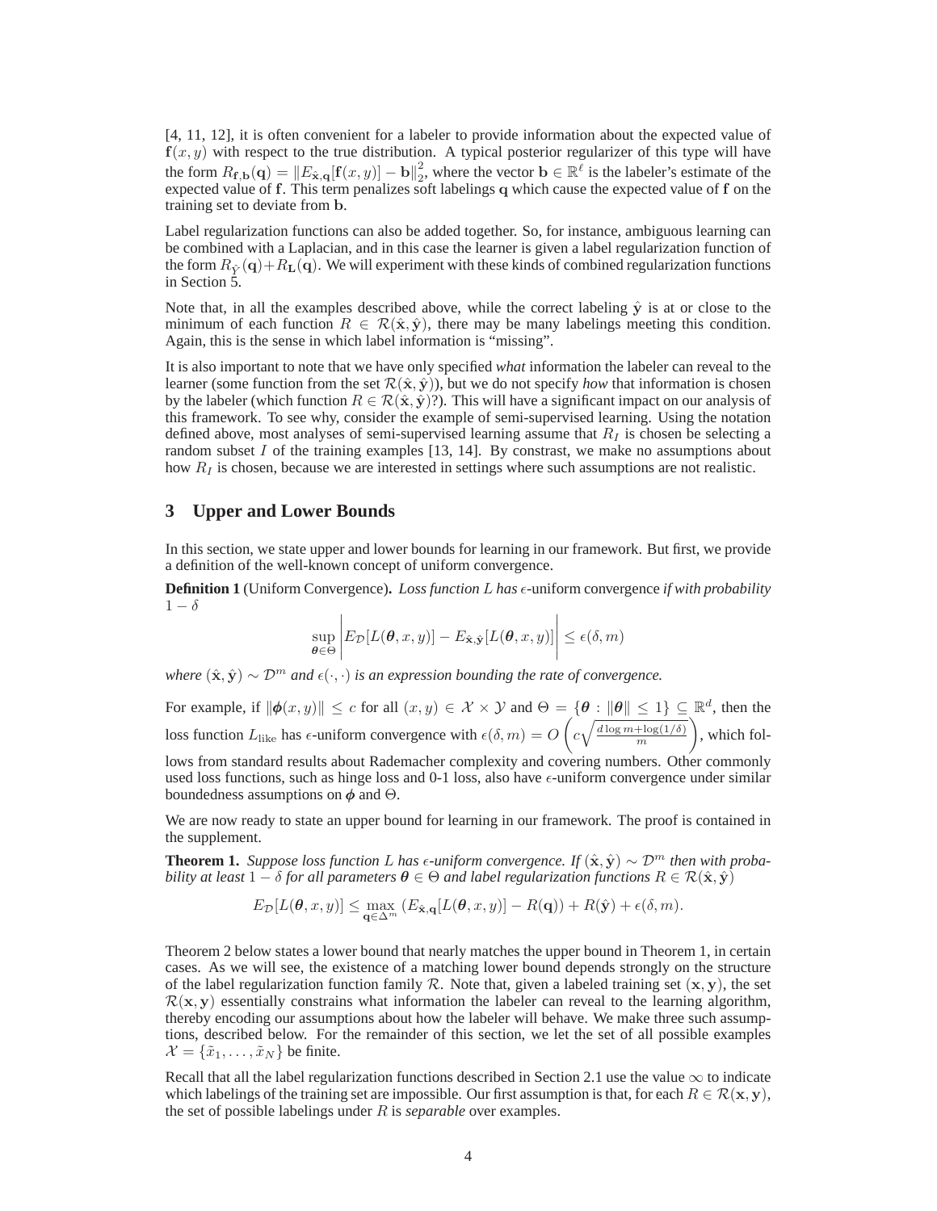[4, 11, 12], it is often convenient for a labeler to provide information about the expected value of $\mathbf{f}(x, y)$ with respect to the true distribution. A typical posterior regularizer of this type will have the form $R_{\mathbf{f},\mathbf{b}}(\mathbf{q}) = \|E_{\hat{\mathbf{x}},\mathbf{q}}[\mathbf{f}(x, y)] - \mathbf{b}\|_2^2$, where the vector $\mathbf{b} \in \mathbb{R}^\ell$ is the labeler's estimate of the expected value of $\mathbf{f}$. This term penalizes soft labelings $\mathbf{q}$ which cause the expected value of $\mathbf{f}$ on the training set to deviate from $\mathbf{b}$.

Label regularization functions can also be added together. So, for instance, ambiguous learning can be combined with a Laplacian, and in this case the learner is given a label regularization function of the form $R_{\hat{Y}}(\mathbf{q}) + R_{\mathbf{L}}(\mathbf{q})$. We will experiment with these kinds of combined regularization functions in Section 5.

Note that, in all the examples described above, while the correct labeling $\hat{\mathbf{y}}$ is at or close to the minimum of each function $R \in \mathcal{R}(\hat{\mathbf{x}}, \hat{\mathbf{y}})$, there may be many labelings meeting this condition. Again, this is the sense in which label information is "missing".

It is also important to note that we have only specified *what* information the labeler can reveal to the learner (some function from the set $\mathcal{R}(\hat{\mathbf{x}}, \hat{\mathbf{y}})$), but we do not specify *how* that information is chosen by the labeler (which function $R \in \mathcal{R}(\hat{\mathbf{x}}, \hat{\mathbf{y}})$?). This will have a significant impact on our analysis of this framework. To see why, consider the example of semi-supervised learning. Using the notation defined above, most analyses of semi-supervised learning assume that $R_I$ is chosen be selecting a random subset $I$ of the training examples [13, 14]. By constrast, we make no assumptions about how $R_I$ is chosen, because we are interested in settings where such assumptions are not realistic.

## 3 Upper and Lower Bounds

In this section, we state upper and lower bounds for learning in our framework. But first, we provide a definition of the well-known concept of uniform convergence.

**Definition 1** (Uniform Convergence)**.** *Loss function $L$ has $\epsilon$-*uniform convergence *if with probability $1 - \delta$*

$$\sup_{\boldsymbol{\theta} \in \Theta} \left| E_{\mathcal{D}}[L(\boldsymbol{\theta}, x, y)] - E_{\hat{\mathbf{x}},\hat{\mathbf{y}}}[L(\boldsymbol{\theta}, x, y)] \right| \leq \epsilon(\delta, m)$$

*where $(\hat{\mathbf{x}}, \hat{\mathbf{y}}) \sim \mathcal{D}^m$ and $\epsilon(\cdot, \cdot)$ is an expression bounding the rate of convergence.*

For example, if $\|\boldsymbol{\phi}(x, y)\| \leq c$ for all $(x, y) \in \mathcal{X} \times \mathcal{Y}$ and $\Theta = \{\boldsymbol{\theta} : \|\boldsymbol{\theta}\| \leq 1\} \subseteq \mathbb{R}^d$, then the loss function $L_{\text{like}}$ has $\epsilon$-uniform convergence with $\epsilon(\delta, m) = O\left(c\sqrt{\frac{d \log m + \log(1/\delta)}{m}}\right)$, which follows from standard results about Rademacher complexity and covering numbers. Other commonly used loss functions, such as hinge loss and 0-1 loss, also have $\epsilon$-uniform convergence under similar boundedness assumptions on $\boldsymbol{\phi}$ and $\Theta$.

We are now ready to state an upper bound for learning in our framework. The proof is contained in the supplement.

**Theorem 1.** *Suppose loss function $L$ has $\epsilon$-uniform convergence. If $(\hat{\mathbf{x}}, \hat{\mathbf{y}}) \sim \mathcal{D}^m$ then with probability at least $1 - \delta$ for all parameters $\boldsymbol{\theta} \in \Theta$ and label regularization functions $R \in \mathcal{R}(\hat{\mathbf{x}}, \hat{\mathbf{y}})$*

$$E_{\mathcal{D}}[L(\boldsymbol{\theta}, x, y)] \leq \max_{\mathbf{q} \in \Delta^m} \left(E_{\hat{\mathbf{x}},\mathbf{q}}[L(\boldsymbol{\theta}, x, y)] - R(\mathbf{q})\right) + R(\hat{\mathbf{y}}) + \epsilon(\delta, m).$$

Theorem 2 below states a lower bound that nearly matches the upper bound in Theorem 1, in certain cases. As we will see, the existence of a matching lower bound depends strongly on the structure of the label regularization function family $\mathcal{R}$. Note that, given a labeled training set $(\mathbf{x}, \mathbf{y})$, the set $\mathcal{R}(\mathbf{x}, \mathbf{y})$ essentially constrains what information the labeler can reveal to the learning algorithm, thereby encoding our assumptions about how the labeler will behave. We make three such assumptions, described below. For the remainder of this section, we let the set of all possible examples $\mathcal{X} = \{\tilde{x}_1, \ldots, \tilde{x}_N\}$ be finite.

Recall that all the label regularization functions described in Section 2.1 use the value $\infty$ to indicate which labelings of the training set are impossible. Our first assumption is that, for each $R \in \mathcal{R}(\mathbf{x}, \mathbf{y})$, the set of possible labelings under $R$ is *separable* over examples.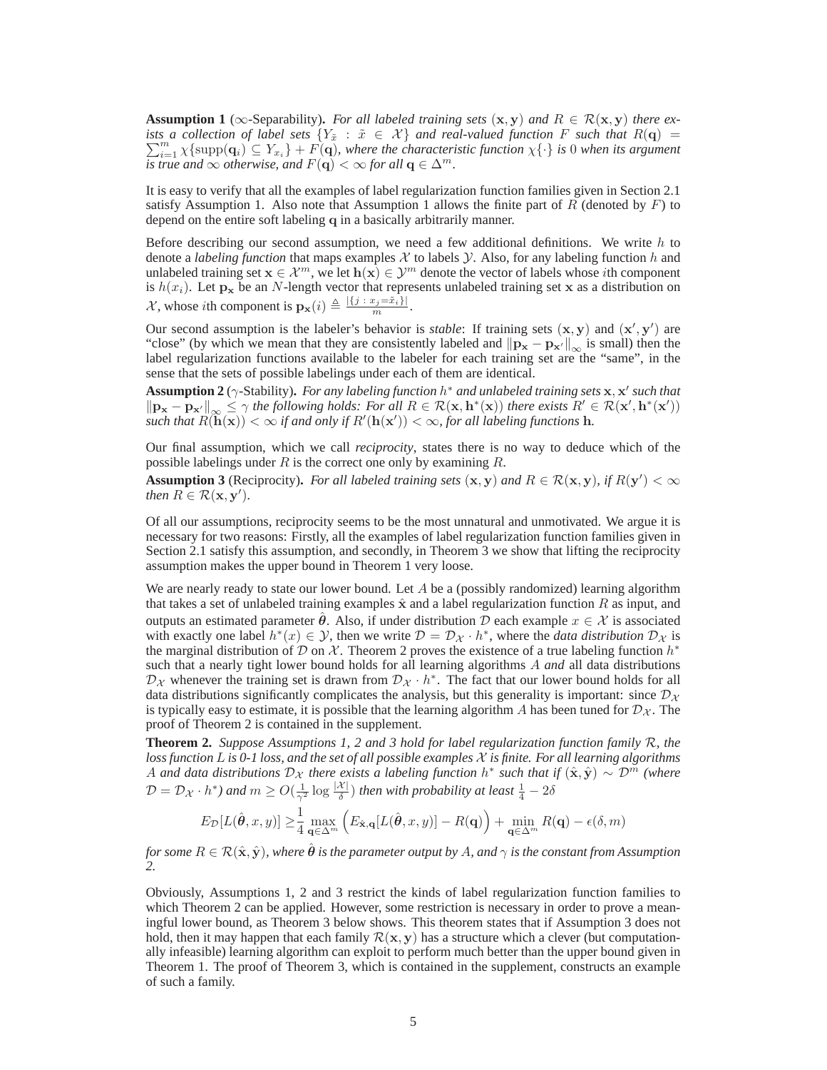**Assumption 1** ($\infty$-Separability)**.** *For all labeled training sets* $(\mathbf{x}, \mathbf{y})$ *and* $R \in \mathcal{R}(\mathbf{x}, \mathbf{y})$ *there exists a collection of label sets* $\{Y_{\tilde{x}} : \tilde{x} \in \mathcal{X}\}$ *and real-valued function* $F$ *such that* $R(\mathbf{q}) = \sum_{i=1}^{m} \chi\{\text{supp}(\mathbf{q}_i) \subseteq Y_{x_i}\} + F(\mathbf{q})$*, where the characteristic function* $\chi\{\cdot\}$ *is* $0$ *when its argument is true and* $\infty$ *otherwise, and* $F(\mathbf{q}) < \infty$ *for all* $\mathbf{q} \in \Delta^m$*.*

It is easy to verify that all the examples of label regularization function families given in Section 2.1 satisfy Assumption 1. Also note that Assumption 1 allows the finite part of $R$ (denoted by $F$) to depend on the entire soft labeling $\mathbf{q}$ in a basically arbitrarily manner.

Before describing our second assumption, we need a few additional definitions. We write $h$ to denote a *labeling function* that maps examples $\mathcal{X}$ to labels $\mathcal{Y}$. Also, for any labeling function $h$ and unlabeled training set $\mathbf{x} \in \mathcal{X}^m$, we let $\mathbf{h}(\mathbf{x}) \in \mathcal{Y}^m$ denote the vector of labels whose $i$th component is $h(x_i)$. Let $\mathbf{p}_\mathbf{x}$ be an $N$-length vector that represents unlabeled training set $\mathbf{x}$ as a distribution on $\mathcal{X}$, whose $i$th component is $\mathbf{p}_\mathbf{x}(i) \triangleq \frac{|\{j : x_j = \tilde{x}_i\}|}{m}$.

Our second assumption is the labeler's behavior is *stable*: If training sets $(\mathbf{x}, \mathbf{y})$ and $(\mathbf{x}', \mathbf{y}')$ are "close" (by which we mean that they are consistently labeled and $\|\mathbf{p}_\mathbf{x} - \mathbf{p}_{\mathbf{x}'}\|_\infty$ is small) then the label regularization functions available to the labeler for each training set are the "same", in the sense that the sets of possible labelings under each of them are identical.

**Assumption 2** ($\gamma$-Stability)**.** *For any labeling function* $h^*$ *and unlabeled training sets* $\mathbf{x}, \mathbf{x}'$ *such that* $\|\mathbf{p}_\mathbf{x} - \mathbf{p}_{\mathbf{x}'}\|_\infty \leq \gamma$ *the following holds: For all* $R \in \mathcal{R}(\mathbf{x}, \mathbf{h}^*(\mathbf{x}))$ *there exists* $R' \in \mathcal{R}(\mathbf{x}', \mathbf{h}^*(\mathbf{x}'))$ *such that* $R(\mathbf{h}(\mathbf{x})) < \infty$ *if and only if* $R'(\mathbf{h}(\mathbf{x}')) < \infty$*, for all labeling functions* $\mathbf{h}$*.*

Our final assumption, which we call *reciprocity*, states there is no way to deduce which of the possible labelings under $R$ is the correct one only by examining $R$.

**Assumption 3** (Reciprocity)**.** *For all labeled training sets* $(\mathbf{x}, \mathbf{y})$ *and* $R \in \mathcal{R}(\mathbf{x}, \mathbf{y})$*, if* $R(\mathbf{y}') < \infty$ *then* $R \in \mathcal{R}(\mathbf{x}, \mathbf{y}')$*.*

Of all our assumptions, reciprocity seems to be the most unnatural and unmotivated. We argue it is necessary for two reasons: Firstly, all the examples of label regularization function families given in Section 2.1 satisfy this assumption, and secondly, in Theorem 3 we show that lifting the reciprocity assumption makes the upper bound in Theorem 1 very loose.

We are nearly ready to state our lower bound. Let $A$ be a (possibly randomized) learning algorithm that takes a set of unlabeled training examples $\hat{\mathbf{x}}$ and a label regularization function $R$ as input, and outputs an estimated parameter $\hat{\boldsymbol{\theta}}$. Also, if under distribution $\mathcal{D}$ each example $x \in \mathcal{X}$ is associated with exactly one label $h^*(x) \in \mathcal{Y}$, then we write $\mathcal{D} = \mathcal{D}_\mathcal{X} \cdot h^*$, where the *data distribution* $\mathcal{D}_\mathcal{X}$ is the marginal distribution of $\mathcal{D}$ on $\mathcal{X}$. Theorem 2 proves the existence of a true labeling function $h^*$ such that a nearly tight lower bound holds for all learning algorithms $A$ *and* all data distributions $\mathcal{D}_\mathcal{X}$ whenever the training set is drawn from $\mathcal{D}_\mathcal{X} \cdot h^*$. The fact that our lower bound holds for all data distributions significantly complicates the analysis, but this generality is important: since $\mathcal{D}_\mathcal{X}$ is typically easy to estimate, it is possible that the learning algorithm $A$ has been tuned for $\mathcal{D}_\mathcal{X}$. The proof of Theorem 2 is contained in the supplement.

**Theorem 2.** *Suppose Assumptions 1, 2 and 3 hold for label regularization function family* $\mathcal{R}$*, the loss function* $L$ *is 0-1 loss, and the set of all possible examples* $\mathcal{X}$ *is finite. For all learning algorithms* $A$ *and data distributions* $\mathcal{D}_\mathcal{X}$ *there exists a labeling function* $h^*$ *such that if* $(\hat{\mathbf{x}}, \hat{\mathbf{y}}) \sim \mathcal{D}^m$ *(where* $\mathcal{D} = \mathcal{D}_\mathcal{X} \cdot h^*$*) and* $m \geq O(\frac{1}{\gamma^2} \log \frac{|\mathcal{X}|}{\delta})$ *then with probability at least* $\frac{1}{4} - 2\delta$

$$E_\mathcal{D}[L(\hat{\boldsymbol{\theta}}, x, y)] \geq \frac{1}{4} \max_{\mathbf{q} \in \Delta^m} \left( E_{\hat{\mathbf{x}}, \mathbf{q}}[L(\hat{\boldsymbol{\theta}}, x, y)] - R(\mathbf{q}) \right) + \min_{\mathbf{q} \in \Delta^m} R(\mathbf{q}) - \epsilon(\delta, m)$$

*for some* $R \in \mathcal{R}(\hat{\mathbf{x}}, \hat{\mathbf{y}})$*, where* $\hat{\boldsymbol{\theta}}$ *is the parameter output by* $A$*, and* $\gamma$ *is the constant from Assumption 2.*

Obviously, Assumptions 1, 2 and 3 restrict the kinds of label regularization function families to which Theorem 2 can be applied. However, some restriction is necessary in order to prove a meaningful lower bound, as Theorem 3 below shows. This theorem states that if Assumption 3 does not hold, then it may happen that each family $\mathcal{R}(\mathbf{x}, \mathbf{y})$ has a structure which a clever (but computationally infeasible) learning algorithm can exploit to perform much better than the upper bound given in Theorem 1. The proof of Theorem 3, which is contained in the supplement, constructs an example of such a family.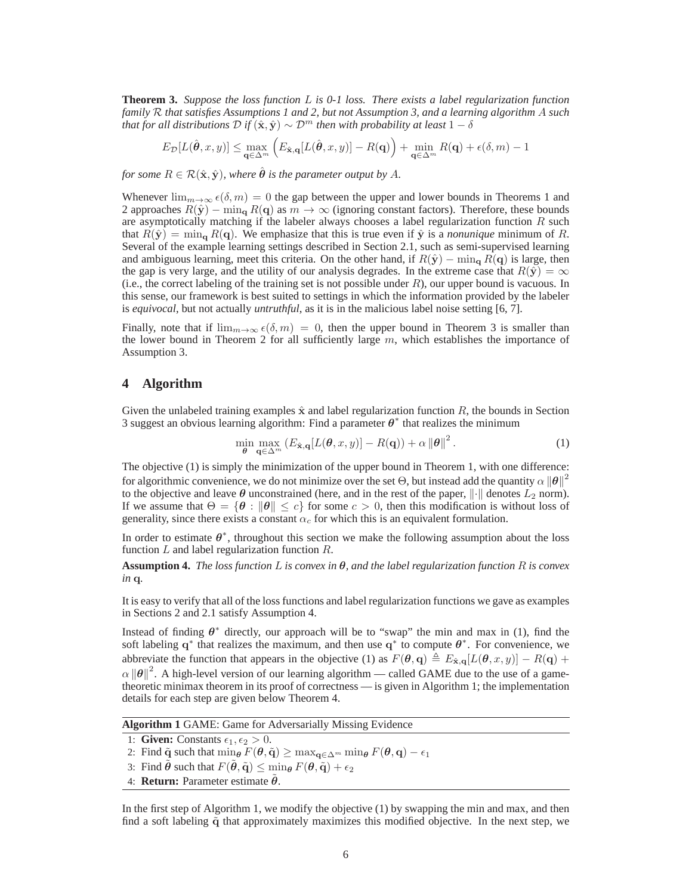**Theorem 3.** *Suppose the loss function $L$ is 0-1 loss. There exists a label regularization function family $\mathcal{R}$ that satisfies Assumptions 1 and 2, but not Assumption 3, and a learning algorithm $A$ such that for all distributions $\mathcal{D}$ if $(\hat{\mathbf{x}}, \hat{\mathbf{y}}) \sim \mathcal{D}^m$ then with probability at least $1 - \delta$*

$$E_{\mathcal{D}}[L(\hat{\boldsymbol{\theta}}, x, y)] \leq \max_{\mathbf{q} \in \Delta^m} \left( E_{\hat{\mathbf{x}}, \mathbf{q}}[L(\hat{\boldsymbol{\theta}}, x, y)] - R(\mathbf{q}) \right) + \min_{\mathbf{q} \in \Delta^m} R(\mathbf{q}) + \epsilon(\delta, m) - 1$$

*for some $R \in \mathcal{R}(\hat{\mathbf{x}}, \hat{\mathbf{y}})$, where $\hat{\boldsymbol{\theta}}$ is the parameter output by $A$.*

Whenever $\lim_{m \to \infty} \epsilon(\delta, m) = 0$ the gap between the upper and lower bounds in Theorems 1 and 2 approaches $R(\hat{\mathbf{y}}) - \min_{\mathbf{q}} R(\mathbf{q})$ as $m \to \infty$ (ignoring constant factors). Therefore, these bounds are asymptotically matching if the labeler always chooses a label regularization function $R$ such that $R(\hat{\mathbf{y}}) = \min_{\mathbf{q}} R(\mathbf{q})$. We emphasize that this is true even if $\hat{\mathbf{y}}$ is a *nonunique* minimum of $R$. Several of the example learning settings described in Section 2.1, such as semi-supervised learning and ambiguous learning, meet this criteria. On the other hand, if $R(\hat{\mathbf{y}}) - \min_{\mathbf{q}} R(\mathbf{q})$ is large, then the gap is very large, and the utility of our analysis degrades. In the extreme case that $R(\hat{\mathbf{y}}) = \infty$ (i.e., the correct labeling of the training set is not possible under $R$), our upper bound is vacuous. In this sense, our framework is best suited to settings in which the information provided by the labeler is *equivocal*, but not actually *untruthful*, as it is in the malicious label noise setting [6, 7].

Finally, note that if $\lim_{m \to \infty} \epsilon(\delta, m) = 0$, then the upper bound in Theorem 3 is smaller than the lower bound in Theorem 2 for all sufficiently large $m$, which establishes the importance of Assumption 3.

## 4 Algorithm

Given the unlabeled training examples $\hat{\mathbf{x}}$ and label regularization function $R$, the bounds in Section 3 suggest an obvious learning algorithm: Find a parameter $\boldsymbol{\theta}^*$ that realizes the minimum

$$\min_{\boldsymbol{\theta}} \max_{\mathbf{q} \in \Delta^m} \left( E_{\hat{\mathbf{x}}, \mathbf{q}}[L(\boldsymbol{\theta}, x, y)] - R(\mathbf{q}) \right) + \alpha \left\| \boldsymbol{\theta} \right\|^2. \tag{1}$$

The objective (1) is simply the minimization of the upper bound in Theorem 1, with one difference: for algorithmic convenience, we do not minimize over the set $\Theta$, but instead add the quantity $\alpha \left\| \boldsymbol{\theta} \right\|^2$ to the objective and leave $\boldsymbol{\theta}$ unconstrained (here, and in the rest of the paper, $\|\cdot\|$ denotes $L_2$ norm). If we assume that $\Theta = \{\boldsymbol{\theta} : \|\boldsymbol{\theta}\| \leq c\}$ for some $c > 0$, then this modification is without loss of generality, since there exists a constant $\alpha_c$ for which this is an equivalent formulation.

In order to estimate $\boldsymbol{\theta}^*$, throughout this section we make the following assumption about the loss function $L$ and label regularization function $R$.

**Assumption 4.** *The loss function $L$ is convex in $\boldsymbol{\theta}$, and the label regularization function $R$ is convex in $\mathbf{q}$.*

It is easy to verify that all of the loss functions and label regularization functions we gave as examples in Sections 2 and 2.1 satisfy Assumption 4.

Instead of finding $\boldsymbol{\theta}^*$ directly, our approach will be to "swap" the min and max in (1), find the soft labeling $\mathbf{q}^*$ that realizes the maximum, and then use $\mathbf{q}^*$ to compute $\boldsymbol{\theta}^*$. For convenience, we abbreviate the function that appears in the objective (1) as $F(\boldsymbol{\theta}, \mathbf{q}) \triangleq E_{\hat{\mathbf{x}}, \mathbf{q}}[L(\boldsymbol{\theta}, x, y)] - R(\mathbf{q}) + \alpha \left\| \boldsymbol{\theta} \right\|^2$. A high-level version of our learning algorithm — called GAME due to the use of a game-theoretic minimax theorem in its proof of correctness — is given in Algorithm 1; the implementation details for each step are given below Theorem 4.

**Algorithm 1** GAME: Game for Adversarially Missing Evidence

1: **Given:** Constants $\epsilon_1, \epsilon_2 > 0$.
2: Find $\tilde{\mathbf{q}}$ such that $\min_{\boldsymbol{\theta}} F(\boldsymbol{\theta}, \tilde{\mathbf{q}}) \geq \max_{\mathbf{q} \in \Delta^m} \min_{\boldsymbol{\theta}} F(\boldsymbol{\theta}, \mathbf{q}) - \epsilon_1$
3: Find $\tilde{\boldsymbol{\theta}}$ such that $F(\tilde{\boldsymbol{\theta}}, \tilde{\mathbf{q}}) \leq \min_{\boldsymbol{\theta}} F(\boldsymbol{\theta}, \tilde{\mathbf{q}}) + \epsilon_2$
4: **Return:** Parameter estimate $\tilde{\boldsymbol{\theta}}$.

In the first step of Algorithm 1, we modify the objective (1) by swapping the min and max, and then find a soft labeling $\tilde{\mathbf{q}}$ that approximately maximizes this modified objective. In the next step, we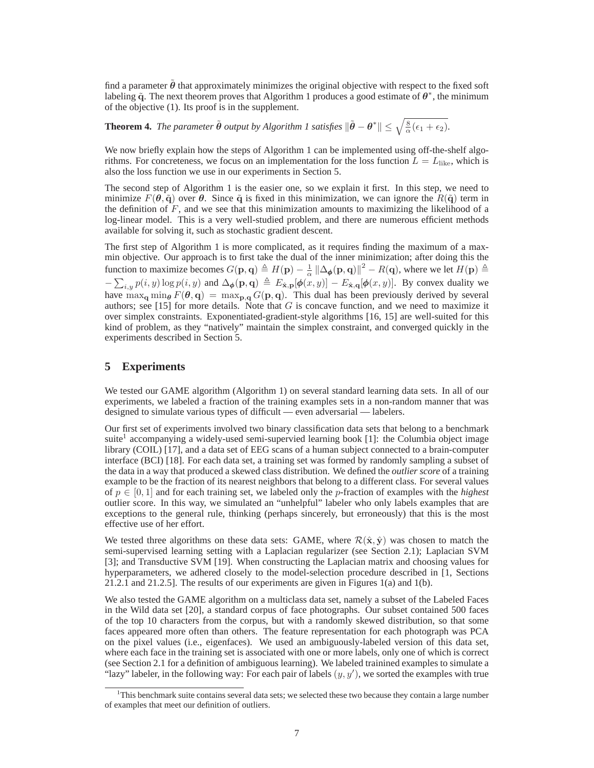find a parameter $\tilde{\boldsymbol{\theta}}$ that approximately minimizes the original objective with respect to the fixed soft labeling $\tilde{\mathbf{q}}$. The next theorem proves that Algorithm 1 produces a good estimate of $\boldsymbol{\theta}^*$, the minimum of the objective (1). Its proof is in the supplement.

**Theorem 4.** *The parameter $\tilde{\boldsymbol{\theta}}$ output by Algorithm 1 satisfies $\|\tilde{\boldsymbol{\theta}} - \boldsymbol{\theta}^*\| \leq \sqrt{\frac{8}{\alpha}(\epsilon_1 + \epsilon_2)}$.*

We now briefly explain how the steps of Algorithm 1 can be implemented using off-the-shelf algorithms. For concreteness, we focus on an implementation for the loss function $L = L_{\text{like}}$, which is also the loss function we use in our experiments in Section 5.

The second step of Algorithm 1 is the easier one, so we explain it first. In this step, we need to minimize $F(\boldsymbol{\theta}, \tilde{\mathbf{q}})$ over $\boldsymbol{\theta}$. Since $\tilde{\mathbf{q}}$ is fixed in this minimization, we can ignore the $R(\tilde{\mathbf{q}})$ term in the definition of $F$, and we see that this minimization amounts to maximizing the likelihood of a log-linear model. This is a very well-studied problem, and there are numerous efficient methods available for solving it, such as stochastic gradient descent.

The first step of Algorithm 1 is more complicated, as it requires finding the maximum of a max-min objective. Our approach is to first take the dual of the inner minimization; after doing this the function to maximize becomes $G(\mathbf{p}, \mathbf{q}) \triangleq H(\mathbf{p}) - \frac{1}{\alpha} \|\Delta_{\boldsymbol{\phi}}(\mathbf{p}, \mathbf{q})\|^2 - R(\mathbf{q})$, where we let $H(\mathbf{p}) \triangleq -\sum_{i,y} p(i, y) \log p(i, y)$ and $\Delta_{\boldsymbol{\phi}}(\mathbf{p}, \mathbf{q}) \triangleq E_{\hat{\mathbf{x}}, \mathbf{p}}[\boldsymbol{\phi}(x, y)] - E_{\hat{\mathbf{x}}, \mathbf{q}}[\boldsymbol{\phi}(x, y)]$. By convex duality we have $\max_{\mathbf{q}} \min_{\boldsymbol{\theta}} F(\boldsymbol{\theta}, \mathbf{q}) = \max_{\mathbf{p}, \mathbf{q}} G(\mathbf{p}, \mathbf{q})$. This dual has been previously derived by several authors; see [15] for more details. Note that $G$ is concave function, and we need to maximize it over simplex constraints. Exponentiated-gradient-style algorithms [16, 15] are well-suited for this kind of problem, as they "natively" maintain the simplex constraint, and converged quickly in the experiments described in Section 5.

## 5 Experiments

We tested our GAME algorithm (Algorithm 1) on several standard learning data sets. In all of our experiments, we labeled a fraction of the training examples sets in a non-random manner that was designed to simulate various types of difficult — even adversarial — labelers.

Our first set of experiments involved two binary classification data sets that belong to a benchmark suite[1] accompanying a widely-used semi-supervied learning book [1]: the Columbia object image library (COIL) [17], and a data set of EEG scans of a human subject connected to a brain-computer interface (BCI) [18]. For each data set, a training set was formed by randomly sampling a subset of the data in a way that produced a skewed class distribution. We defined the *outlier score* of a training example to be the fraction of its nearest neighbors that belong to a different class. For several values of $p \in [0, 1]$ and for each training set, we labeled only the $p$-fraction of examples with the *highest* outlier score. In this way, we simulated an "unhelpful" labeler who only labels examples that are exceptions to the general rule, thinking (perhaps sincerely, but erroneously) that this is the most effective use of her effort.

We tested three algorithms on these data sets: GAME, where $\mathcal{R}(\hat{\mathbf{x}}, \hat{\mathbf{y}})$ was chosen to match the semi-supervised learning setting with a Laplacian regularizer (see Section 2.1); Laplacian SVM [3]; and Transductive SVM [19]. When constructing the Laplacian matrix and choosing values for hyperparameters, we adhered closely to the model-selection procedure described in [1, Sections 21.2.1 and 21.2.5]. The results of our experiments are given in Figures 1(a) and 1(b).

We also tested the GAME algorithm on a multiclass data set, namely a subset of the Labeled Faces in the Wild data set [20], a standard corpus of face photographs. Our subset contained 500 faces of the top 10 characters from the corpus, but with a randomly skewed distribution, so that some faces appeared more often than others. The feature representation for each photograph was PCA on the pixel values (i.e., eigenfaces). We used an ambiguously-labeled version of this data set, where each face in the training set is associated with one or more labels, only one of which is correct (see Section 2.1 for a definition of ambiguous learning). We labeled trainined examples to simulate a "lazy" labeler, in the following way: For each pair of labels $(y, y')$, we sorted the examples with true

[1] This benchmark suite contains several data sets; we selected these two because they contain a large number of examples that meet our definition of outliers.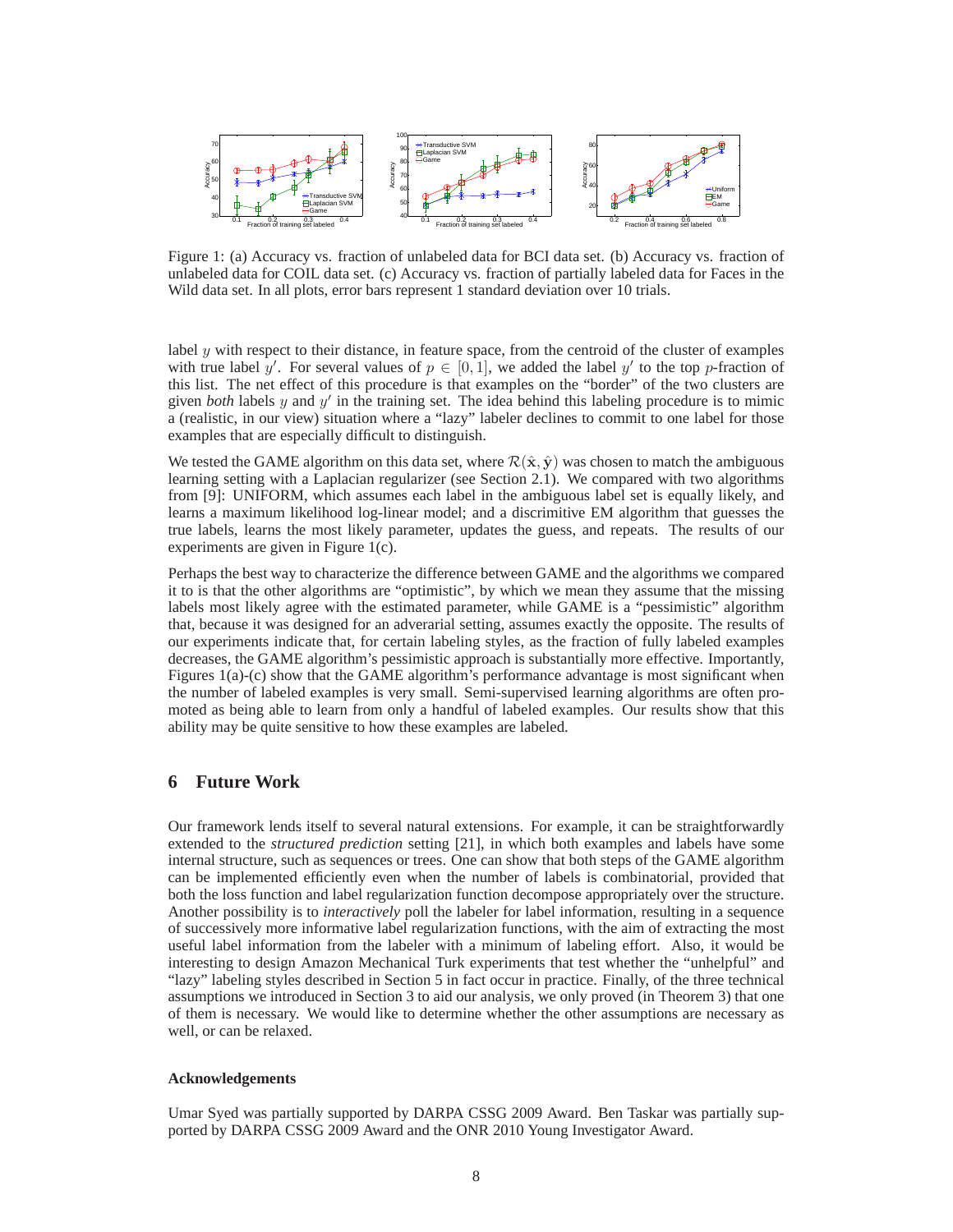Accuracy
70
60
50
40
30
0.1
0.2
0.3
0.4
Fraction of training set labeled
Transductive SVM
Laplacian SVM
Game

Accuracy
100
90
80
70
60
50
40
0.1
0.2
0.3
0.4
Fraction of training set labeled
Transductive SVM
Laplacian SVM
Game

Accuracy
80
60
40
20
0.2
0.4
0.6
0.8
Fraction of training set labeled
Uniform
EM
Game

Figure 1: (a) Accuracy vs. fraction of unlabeled data for BCI data set. (b) Accuracy vs. fraction of unlabeled data for COIL data set. (c) Accuracy vs. fraction of partially labeled data for Faces in the Wild data set. In all plots, error bars represent 1 standard deviation over 10 trials.

label $y$ with respect to their distance, in feature space, from the centroid of the cluster of examples with true label $y'$. For several values of $p \in [0, 1]$, we added the label $y'$ to the top $p$-fraction of this list. The net effect of this procedure is that examples on the "border" of the two clusters are given *both* labels $y$ and $y'$ in the training set. The idea behind this labeling procedure is to mimic a (realistic, in our view) situation where a "lazy" labeler declines to commit to one label for those examples that are especially difficult to distinguish.

We tested the GAME algorithm on this data set, where $\mathcal{R}(\hat{\mathbf{x}}, \hat{\mathbf{y}})$ was chosen to match the ambiguous learning setting with a Laplacian regularizer (see Section 2.1). We compared with two algorithms from [9]: UNIFORM, which assumes each label in the ambiguous label set is equally likely, and learns a maximum likelihood log-linear model; and a discrimitive EM algorithm that guesses the true labels, learns the most likely parameter, updates the guess, and repeats. The results of our experiments are given in Figure 1(c).

Perhaps the best way to characterize the difference between GAME and the algorithms we compared it to is that the other algorithms are "optimistic", by which we mean they assume that the missing labels most likely agree with the estimated parameter, while GAME is a "pessimistic" algorithm that, because it was designed for an adverarial setting, assumes exactly the opposite. The results of our experiments indicate that, for certain labeling styles, as the fraction of fully labeled examples decreases, the GAME algorithm's pessimistic approach is substantially more effective. Importantly, Figures 1(a)-(c) show that the GAME algorithm's performance advantage is most significant when the number of labeled examples is very small. Semi-supervised learning algorithms are often promoted as being able to learn from only a handful of labeled examples. Our results show that this ability may be quite sensitive to how these examples are labeled.

## 6 Future Work

Our framework lends itself to several natural extensions. For example, it can be straightforwardly extended to the *structured prediction* setting [21], in which both examples and labels have some internal structure, such as sequences or trees. One can show that both steps of the GAME algorithm can be implemented efficiently even when the number of labels is combinatorial, provided that both the loss function and label regularization function decompose appropriately over the structure. Another possibility is to *interactively* poll the labeler for label information, resulting in a sequence of successively more informative label regularization functions, with the aim of extracting the most useful label information from the labeler with a minimum of labeling effort. Also, it would be interesting to design Amazon Mechanical Turk experiments that test whether the "unhelpful" and "lazy" labeling styles described in Section 5 in fact occur in practice. Finally, of the three technical assumptions we introduced in Section 3 to aid our analysis, we only proved (in Theorem 3) that one of them is necessary. We would like to determine whether the other assumptions are necessary as well, or can be relaxed.

#### Acknowledgements

Umar Syed was partially supported by DARPA CSSG 2009 Award. Ben Taskar was partially supported by DARPA CSSG 2009 Award and the ONR 2010 Young Investigator Award.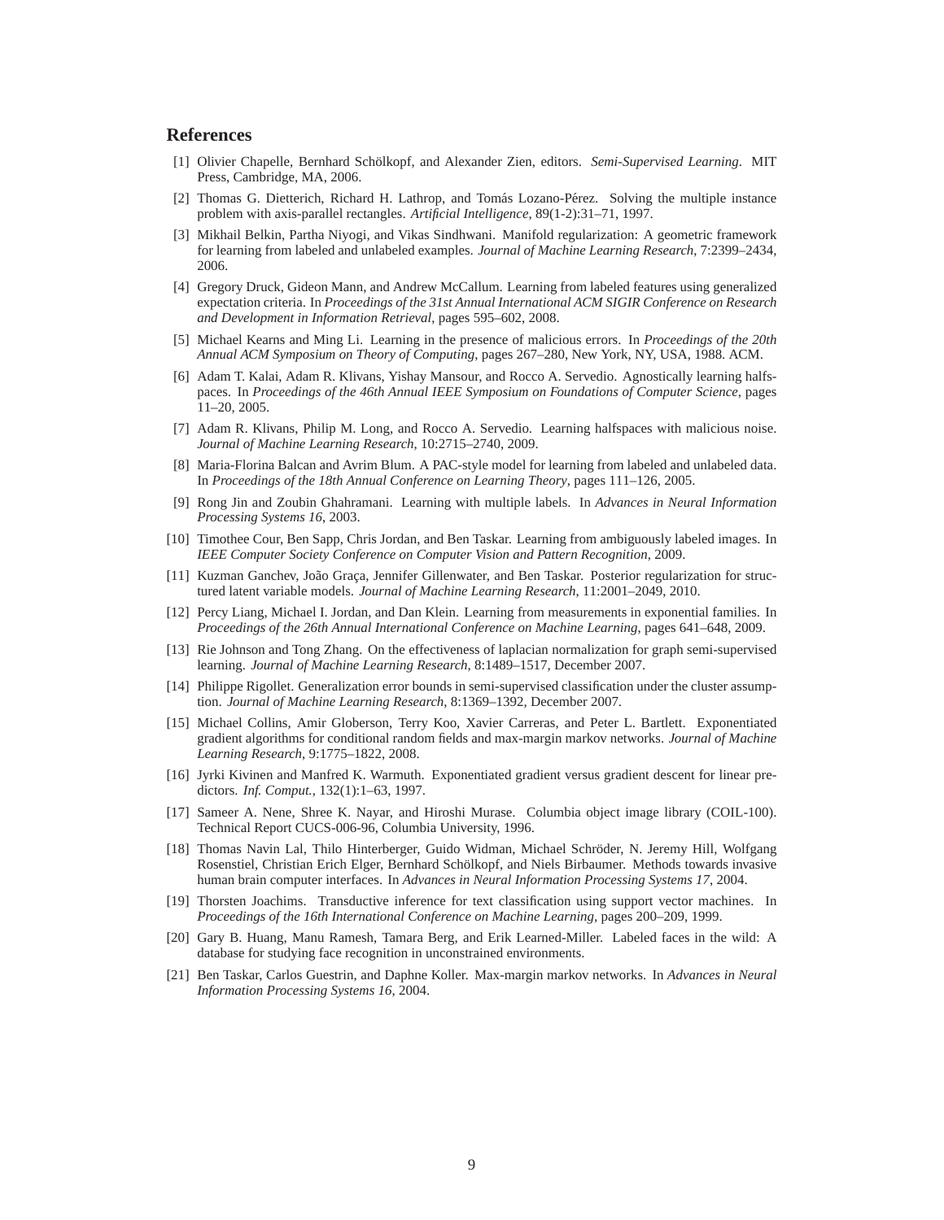## References

[1] Olivier Chapelle, Bernhard Schölkopf, and Alexander Zien, editors. *Semi-Supervised Learning*. MIT Press, Cambridge, MA, 2006.

[2] Thomas G. Dietterich, Richard H. Lathrop, and Tomás Lozano-Pérez. Solving the multiple instance problem with axis-parallel rectangles. *Artificial Intelligence*, 89(1-2):31–71, 1997.

[3] Mikhail Belkin, Partha Niyogi, and Vikas Sindhwani. Manifold regularization: A geometric framework for learning from labeled and unlabeled examples. *Journal of Machine Learning Research*, 7:2399–2434, 2006.

[4] Gregory Druck, Gideon Mann, and Andrew McCallum. Learning from labeled features using generalized expectation criteria. In *Proceedings of the 31st Annual International ACM SIGIR Conference on Research and Development in Information Retrieval*, pages 595–602, 2008.

[5] Michael Kearns and Ming Li. Learning in the presence of malicious errors. In *Proceedings of the 20th Annual ACM Symposium on Theory of Computing*, pages 267–280, New York, NY, USA, 1988. ACM.

[6] Adam T. Kalai, Adam R. Klivans, Yishay Mansour, and Rocco A. Servedio. Agnostically learning halfspaces. In *Proceedings of the 46th Annual IEEE Symposium on Foundations of Computer Science*, pages 11–20, 2005.

[7] Adam R. Klivans, Philip M. Long, and Rocco A. Servedio. Learning halfspaces with malicious noise. *Journal of Machine Learning Research*, 10:2715–2740, 2009.

[8] Maria-Florina Balcan and Avrim Blum. A PAC-style model for learning from labeled and unlabeled data. In *Proceedings of the 18th Annual Conference on Learning Theory*, pages 111–126, 2005.

[9] Rong Jin and Zoubin Ghahramani. Learning with multiple labels. In *Advances in Neural Information Processing Systems 16*, 2003.

[10] Timothee Cour, Ben Sapp, Chris Jordan, and Ben Taskar. Learning from ambiguously labeled images. In *IEEE Computer Society Conference on Computer Vision and Pattern Recognition*, 2009.

[11] Kuzman Ganchev, João Graça, Jennifer Gillenwater, and Ben Taskar. Posterior regularization for structured latent variable models. *Journal of Machine Learning Research*, 11:2001–2049, 2010.

[12] Percy Liang, Michael I. Jordan, and Dan Klein. Learning from measurements in exponential families. In *Proceedings of the 26th Annual International Conference on Machine Learning*, pages 641–648, 2009.

[13] Rie Johnson and Tong Zhang. On the effectiveness of laplacian normalization for graph semi-supervised learning. *Journal of Machine Learning Research*, 8:1489–1517, December 2007.

[14] Philippe Rigollet. Generalization error bounds in semi-supervised classification under the cluster assumption. *Journal of Machine Learning Research*, 8:1369–1392, December 2007.

[15] Michael Collins, Amir Globerson, Terry Koo, Xavier Carreras, and Peter L. Bartlett. Exponentiated gradient algorithms for conditional random fields and max-margin markov networks. *Journal of Machine Learning Research*, 9:1775–1822, 2008.

[16] Jyrki Kivinen and Manfred K. Warmuth. Exponentiated gradient versus gradient descent for linear predictors. *Inf. Comput.*, 132(1):1–63, 1997.

[17] Sameer A. Nene, Shree K. Nayar, and Hiroshi Murase. Columbia object image library (COIL-100). Technical Report CUCS-006-96, Columbia University, 1996.

[18] Thomas Navin Lal, Thilo Hinterberger, Guido Widman, Michael Schröder, N. Jeremy Hill, Wolfgang Rosenstiel, Christian Erich Elger, Bernhard Schölkopf, and Niels Birbaumer. Methods towards invasive human brain computer interfaces. In *Advances in Neural Information Processing Systems 17*, 2004.

[19] Thorsten Joachims. Transductive inference for text classification using support vector machines. In *Proceedings of the 16th International Conference on Machine Learning*, pages 200–209, 1999.

[20] Gary B. Huang, Manu Ramesh, Tamara Berg, and Erik Learned-Miller. Labeled faces in the wild: A database for studying face recognition in unconstrained environments.

[21] Ben Taskar, Carlos Guestrin, and Daphne Koller. Max-margin markov networks. In *Advances in Neural Information Processing Systems 16*, 2004.